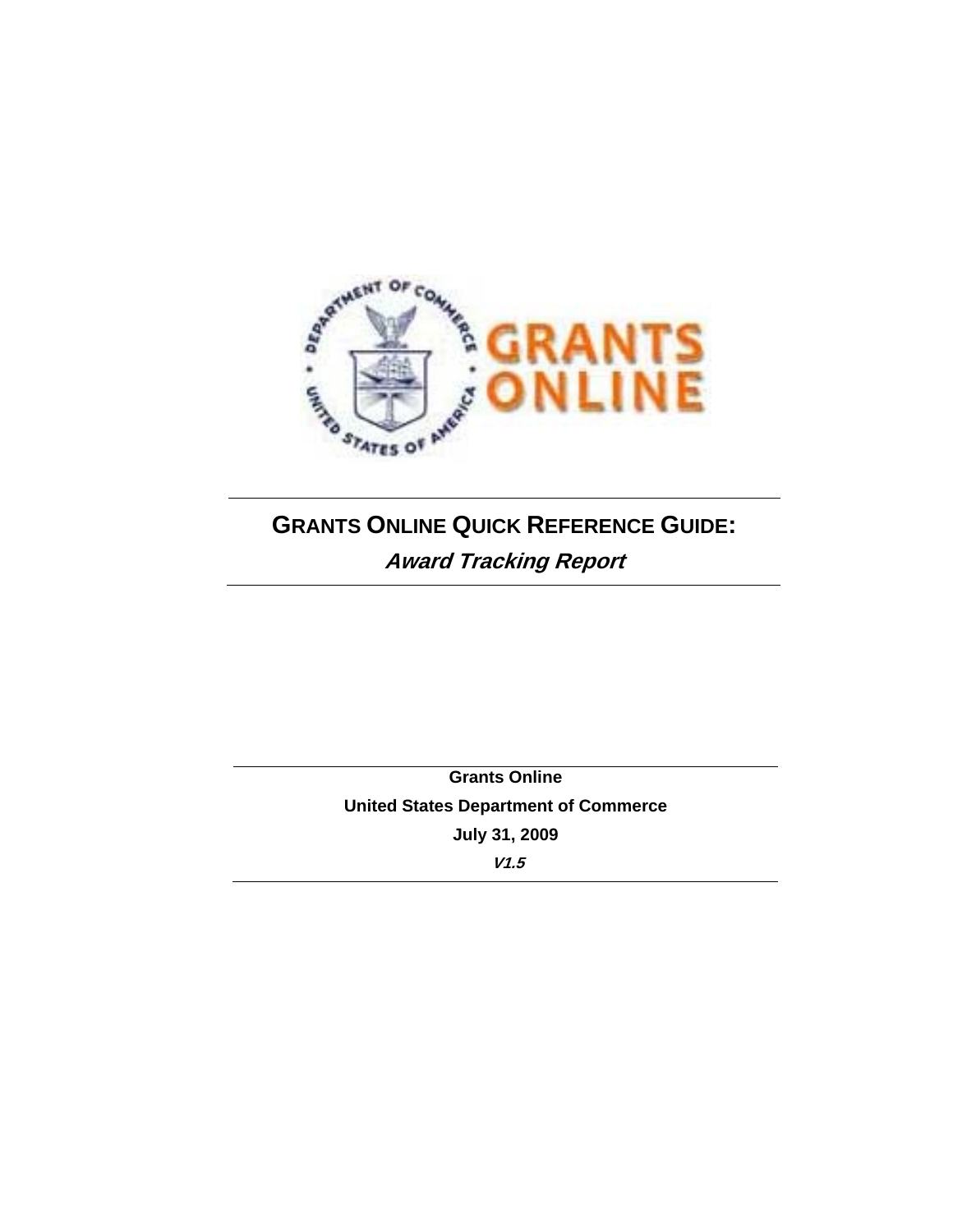# GRANTS ONLINE QUICK REFERENCE GUIDE:

## *Award Tracking Report*

**Grants Online**

**United States Department of Commerce**

**July 31, 2009**

***V1.5***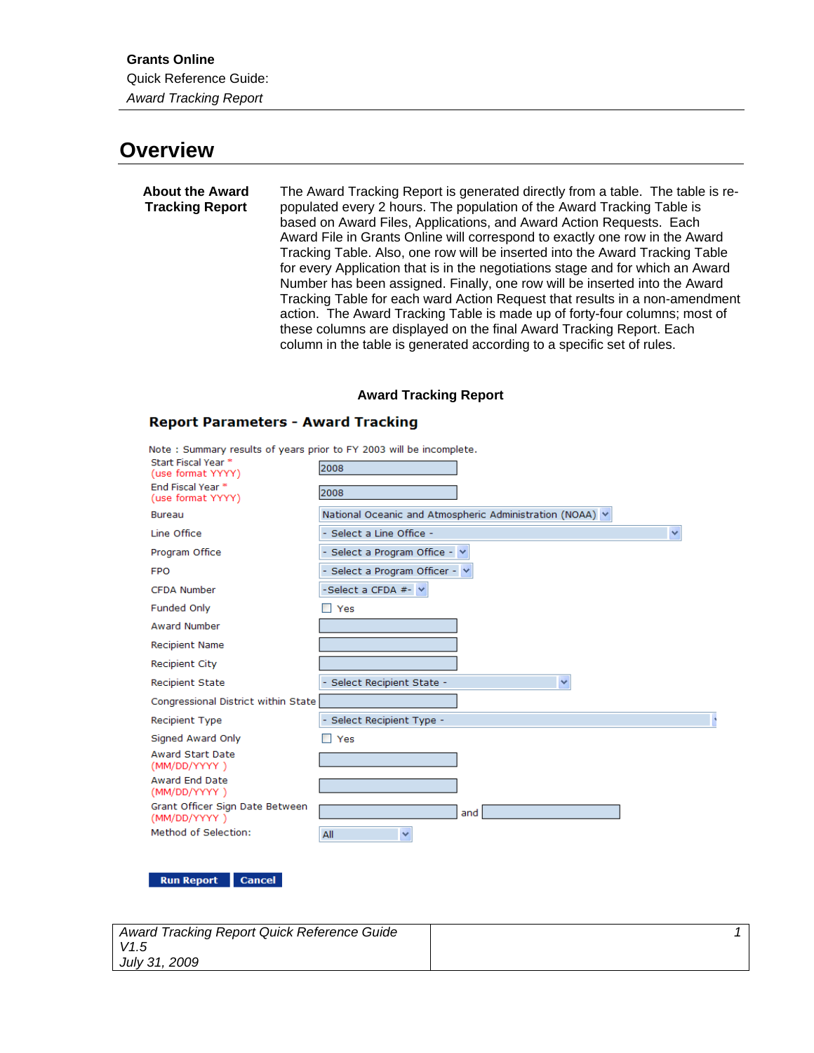# Overview

**About the Award Tracking Report**

The Award Tracking Report is generated directly from a table. The table is re-populated every 2 hours. The population of the Award Tracking Table is based on Award Files, Applications, and Award Action Requests. Each Award File in Grants Online will correspond to exactly one row in the Award Tracking Table. Also, one row will be inserted into the Award Tracking Table for every Application that is in the negotiations stage and for which an Award Number has been assigned. Finally, one row will be inserted into the Award Tracking Table for each ward Action Request that results in a non-amendment action. The Award Tracking Table is made up of forty-four columns; most of these columns are displayed on the final Award Tracking Report. Each column in the table is generated according to a specific set of rules.

**Award Tracking Report**

**Report Parameters - Award Tracking**

Note : Summary results of years prior to FY 2003 will be incomplete.

| | |
|---|---|
| Start Fiscal Year * (use format YYYY) | 2008 |
| End Fiscal Year * (use format YYYY) | 2008 |
| Bureau | National Oceanic and Atmospheric Administration (NOAA) |
| Line Office | - Select a Line Office - |
| Program Office | - Select a Program Office - |
| FPO | - Select a Program Officer - |
| CFDA Number | -Select a CFDA #- |
| Funded Only | ☐ Yes |
| Award Number | |
| Recipient Name | |
| Recipient City | |
| Recipient State | - Select Recipient State - |
| Congressional District within State | |
| Recipient Type | - Select Recipient Type - |
| Signed Award Only | ☐ Yes |
| Award Start Date (MM/DD/YYYY ) | |
| Award End Date (MM/DD/YYYY ) | |
| Grant Officer Sign Date Between (MM/DD/YYYY ) | and |
| Method of Selection: | All |

Run Report | Cancel

*Award Tracking Report Quick Reference Guide*
*V1.5*
*July 31, 2009*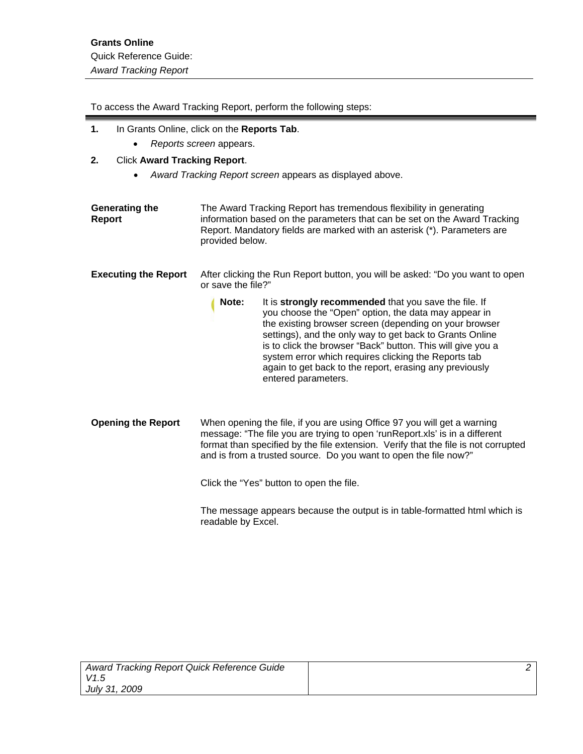To access the Award Tracking Report, perform the following steps:

**1.** In Grants Online, click on the **Reports Tab**.

- *Reports screen* appears.

**2.** Click **Award Tracking Report**.

- *Award Tracking Report screen* appears as displayed above.

**Generating the Report**

The Award Tracking Report has tremendous flexibility in generating information based on the parameters that can be set on the Award Tracking Report. Mandatory fields are marked with an asterisk (*). Parameters are provided below.

**Executing the Report**

After clicking the Run Report button, you will be asked: "Do you want to open or save the file?"

> **Note:** It is **strongly recommended** that you save the file. If you choose the "Open" option, the data may appear in the existing browser screen (depending on your browser settings), and the only way to get back to Grants Online is to click the browser "Back" button. This will give you a system error which requires clicking the Reports tab again to get back to the report, erasing any previously entered parameters.

**Opening the Report**

When opening the file, if you are using Office 97 you will get a warning message: "The file you are trying to open 'runReport.xls' is in a different format than specified by the file extension. Verify that the file is not corrupted and is from a trusted source. Do you want to open the file now?"

Click the "Yes" button to open the file.

The message appears because the output is in table-formatted html which is readable by Excel.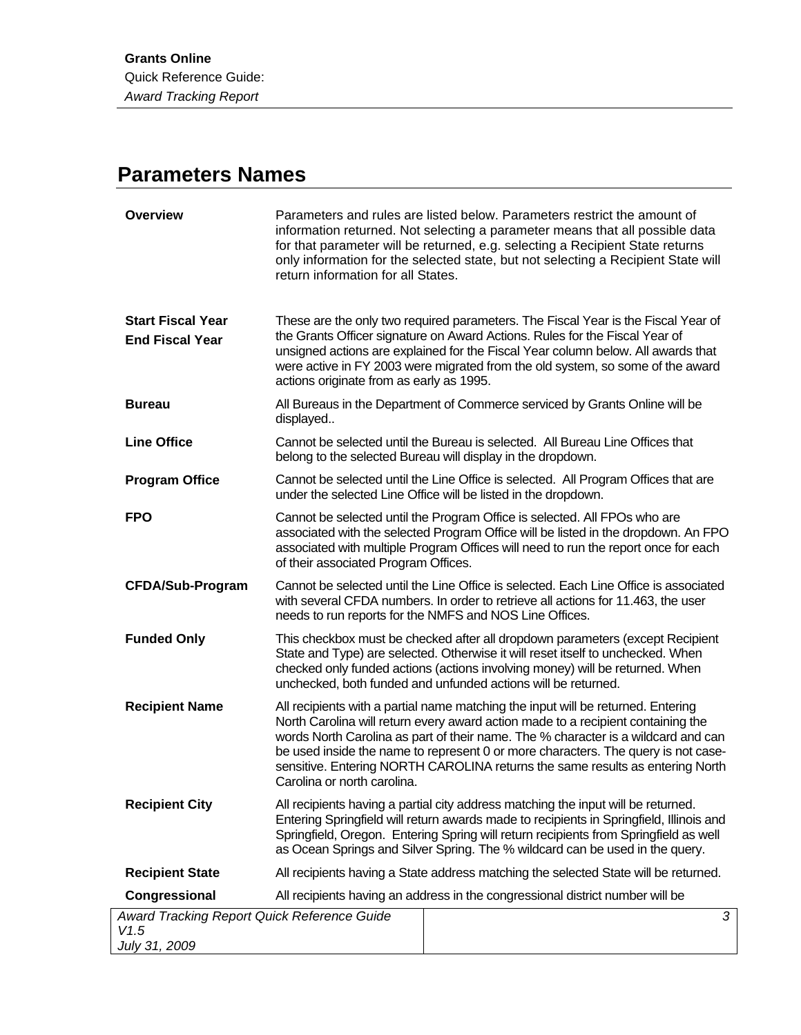## Parameters Names

| | |
|---|---|
| **Overview** | Parameters and rules are listed below. Parameters restrict the amount of information returned. Not selecting a parameter means that all possible data for that parameter will be returned, e.g. selecting a Recipient State returns only information for the selected state, but not selecting a Recipient State will return information for all States. |
| **Start Fiscal Year**<br>**End Fiscal Year** | These are the only two required parameters. The Fiscal Year is the Fiscal Year of the Grants Officer signature on Award Actions. Rules for the Fiscal Year of unsigned actions are explained for the Fiscal Year column below. All awards that were active in FY 2003 were migrated from the old system, so some of the award actions originate from as early as 1995. |
| **Bureau** | All Bureaus in the Department of Commerce serviced by Grants Online will be displayed.. |
| **Line Office** | Cannot be selected until the Bureau is selected. All Bureau Line Offices that belong to the selected Bureau will display in the dropdown. |
| **Program Office** | Cannot be selected until the Line Office is selected. All Program Offices that are under the selected Line Office will be listed in the dropdown. |
| **FPO** | Cannot be selected until the Program Office is selected. All FPOs who are associated with the selected Program Office will be listed in the dropdown. An FPO associated with multiple Program Offices will need to run the report once for each of their associated Program Offices. |
| **CFDA/Sub-Program** | Cannot be selected until the Line Office is selected. Each Line Office is associated with several CFDA numbers. In order to retrieve all actions for 11.463, the user needs to run reports for the NMFS and NOS Line Offices. |
| **Funded Only** | This checkbox must be checked after all dropdown parameters (except Recipient State and Type) are selected. Otherwise it will reset itself to unchecked. When checked only funded actions (actions involving money) will be returned. When unchecked, both funded and unfunded actions will be returned. |
| **Recipient Name** | All recipients with a partial name matching the input will be returned. Entering North Carolina will return every award action made to a recipient containing the words North Carolina as part of their name. The % character is a wildcard and can be used inside the name to represent 0 or more characters. The query is not case-sensitive. Entering NORTH CAROLINA returns the same results as entering North Carolina or north carolina. |
| **Recipient City** | All recipients having a partial city address matching the input will be returned. Entering Springfield will return awards made to recipients in Springfield, Illinois and Springfield, Oregon. Entering Spring will return recipients from Springfield as well as Ocean Springs and Silver Spring. The % wildcard can be used in the query. |
| **Recipient State** | All recipients having a State address matching the selected State will be returned. |
| **Congressional** | All recipients having an address in the congressional district number will be |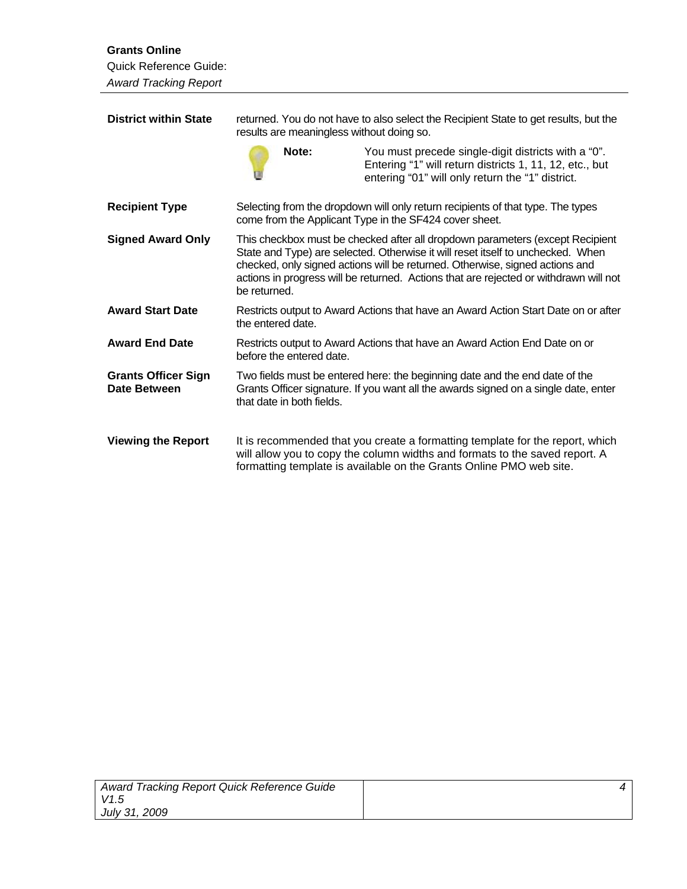| | |
|---|---|
| **District within State** | returned. You do not have to also select the Recipient State to get results, but the results are meaningless without doing so.<br><br>**Note:** You must precede single-digit districts with a "0". Entering "1" will return districts 1, 11, 12, etc., but entering "01" will only return the "1" district. |
| **Recipient Type** | Selecting from the dropdown will only return recipients of that type. The types come from the Applicant Type in the SF424 cover sheet. |
| **Signed Award Only** | This checkbox must be checked after all dropdown parameters (except Recipient State and Type) are selected. Otherwise it will reset itself to unchecked. When checked, only signed actions will be returned. Otherwise, signed actions and actions in progress will be returned. Actions that are rejected or withdrawn will not be returned. |
| **Award Start Date** | Restricts output to Award Actions that have an Award Action Start Date on or after the entered date. |
| **Award End Date** | Restricts output to Award Actions that have an Award Action End Date on or before the entered date. |
| **Grants Officer Sign Date Between** | Two fields must be entered here: the beginning date and the end date of the Grants Officer signature. If you want all the awards signed on a single date, enter that date in both fields. |
| **Viewing the Report** | It is recommended that you create a formatting template for the report, which will allow you to copy the column widths and formats to the saved report. A formatting template is available on the Grants Online PMO web site. |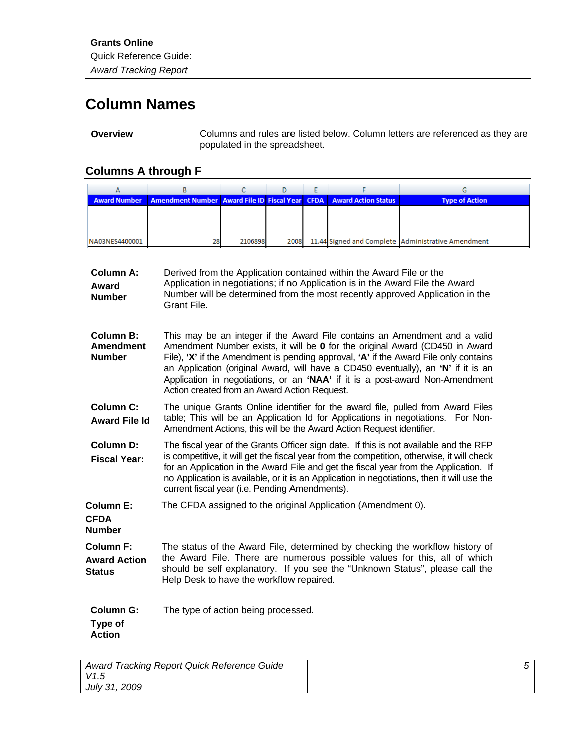# Column Names

**Overview**

Columns and rules are listed below. Column letters are referenced as they are populated in the spreadsheet.

## Columns A through F

| A | B | C | D | E | F | G |
|---|---|---|---|---|---|---|
| Award Number | Amendment Number | Award File ID | Fiscal Year | CFDA | Award Action Status | Type of Action |
| NA03NES4400001 | 28 | 2106898 | 2008 | 11.44 | Signed and Complete | Administrative Amendment |

**Column A: Award Number**

Derived from the Application contained within the Award File or the Application in negotiations; if no Application is in the Award File the Award Number will be determined from the most recently approved Application in the Grant File.

**Column B: Amendment Number**

This may be an integer if the Award File contains an Amendment and a valid Amendment Number exists, it will be **0** for the original Award (CD450 in Award File), **'X'** if the Amendment is pending approval, **'A'** if the Award File only contains an Application (original Award, will have a CD450 eventually), an **'N'** if it is an Application in negotiations, or an **'NAA'** if it is a post-award Non-Amendment Action created from an Award Action Request.

**Column C: Award File Id**

The unique Grants Online identifier for the award file, pulled from Award Files table; This will be an Application Id for Applications in negotiations. For Non-Amendment Actions, this will be the Award Action Request identifier.

**Column D: Fiscal Year:**

The fiscal year of the Grants Officer sign date. If this is not available and the RFP is competitive, it will get the fiscal year from the competition, otherwise, it will check for an Application in the Award File and get the fiscal year from the Application. If no Application is available, or it is an Application in negotiations, then it will use the current fiscal year (i.e. Pending Amendments).

**Column E: CFDA Number**

The CFDA assigned to the original Application (Amendment 0).

**Column F: Award Action Status**

The status of the Award File, determined by checking the workflow history of the Award File. There are numerous possible values for this, all of which should be self explanatory. If you see the "Unknown Status", please call the Help Desk to have the workflow repaired.

**Column G: Type of Action**

The type of action being processed.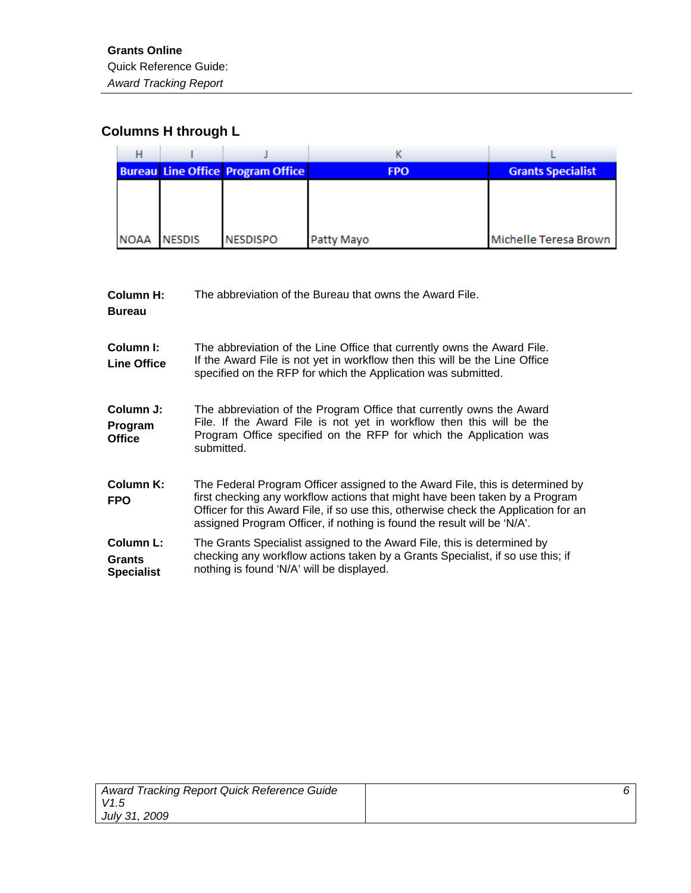## Columns H through L

| H | I | J | K | L |
|---|---|---|---|---|
| Bureau | Line Office | Program Office | FPO | Grants Specialist |
| NOAA | NESDIS | NESDISPO | Patty Mayo | Michelle Teresa Brown |

**Column H: Bureau** — The abbreviation of the Bureau that owns the Award File.

**Column I: Line Office** — The abbreviation of the Line Office that currently owns the Award File. If the Award File is not yet in workflow then this will be the Line Office specified on the RFP for which the Application was submitted.

**Column J: Program Office** — The abbreviation of the Program Office that currently owns the Award File. If the Award File is not yet in workflow then this will be the Program Office specified on the RFP for which the Application was submitted.

**Column K: FPO** — The Federal Program Officer assigned to the Award File, this is determined by first checking any workflow actions that might have been taken by a Program Officer for this Award File, if so use this, otherwise check the Application for an assigned Program Officer, if nothing is found the result will be 'N/A'.

**Column L: Grants Specialist** — The Grants Specialist assigned to the Award File, this is determined by checking any workflow actions taken by a Grants Specialist, if so use this; if nothing is found 'N/A' will be displayed.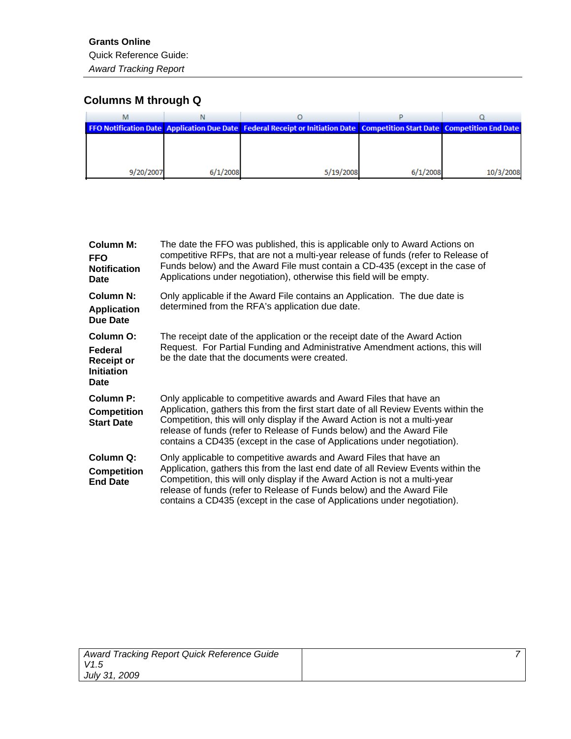## Columns M through Q

| M | N | O | P | Q |
|---|---|---|---|---|
| FFO Notification Date | Application Due Date | Federal Receipt or Initiation Date | Competition Start Date | Competition End Date |
| 9/20/2007 | 6/1/2008 | 5/19/2008 | 6/1/2008 | 10/3/2008 |

| | |
|---|---|
| **Column M: FFO Notification Date** | The date the FFO was published, this is applicable only to Award Actions on competitive RFPs, that are not a multi-year release of funds (refer to Release of Funds below) and the Award File must contain a CD-435 (except in the case of Applications under negotiation), otherwise this field will be empty. |
| **Column N: Application Due Date** | Only applicable if the Award File contains an Application. The due date is determined from the RFA's application due date. |
| **Column O: Federal Receipt or Initiation Date** | The receipt date of the application or the receipt date of the Award Action Request. For Partial Funding and Administrative Amendment actions, this will be the date that the documents were created. |
| **Column P: Competition Start Date** | Only applicable to competitive awards and Award Files that have an Application, gathers this from the first start date of all Review Events within the Competition, this will only display if the Award Action is not a multi-year release of funds (refer to Release of Funds below) and the Award File contains a CD435 (except in the case of Applications under negotiation). |
| **Column Q: Competition End Date** | Only applicable to competitive awards and Award Files that have an Application, gathers this from the last end date of all Review Events within the Competition, this will only display if the Award Action is not a multi-year release of funds (refer to Release of Funds below) and the Award File contains a CD435 (except in the case of Applications under negotiation). |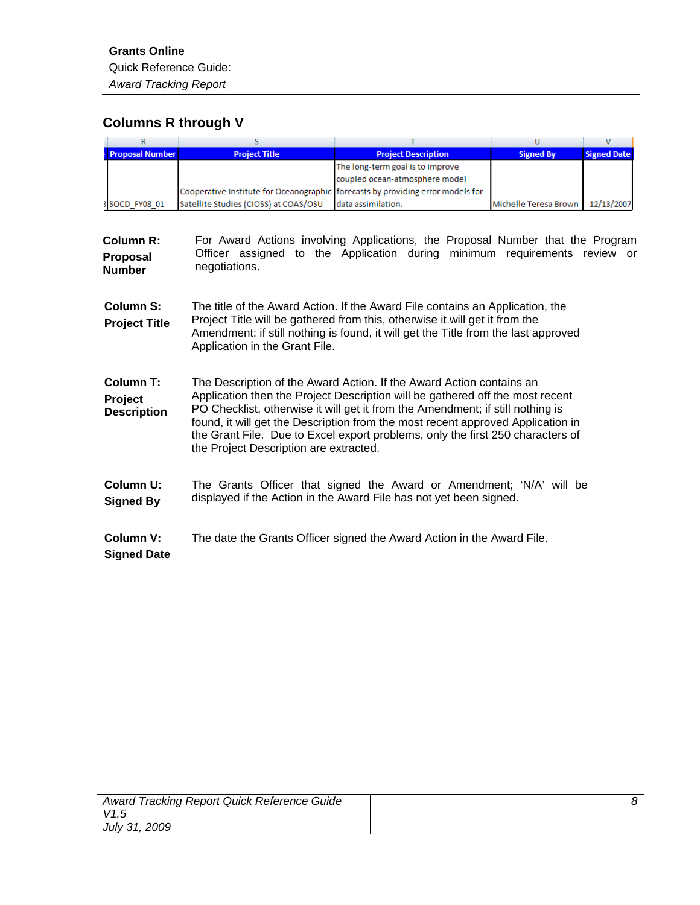## Columns R through V

| R | S | T | U | V |
|---|---|---|---|---|
| Proposal Number | Project Title | Project Description | Signed By | Signed Date |
| SOCD_FY08_01 | Cooperative Institute for Oceanographic Satellite Studies (CIOSS) at COAS/OSU | The long-term goal is to improve coupled ocean-atmosphere model forecasts by providing error models for data assimilation. | Michelle Teresa Brown | 12/13/2007 |

**Column R: Proposal Number**

For Award Actions involving Applications, the Proposal Number that the Program Officer assigned to the Application during minimum requirements review or negotiations.

**Column S: Project Title**

The title of the Award Action. If the Award File contains an Application, the Project Title will be gathered from this, otherwise it will get it from the Amendment; if still nothing is found, it will get the Title from the last approved Application in the Grant File.

**Column T: Project Description**

The Description of the Award Action. If the Award Action contains an Application then the Project Description will be gathered off the most recent PO Checklist, otherwise it will get it from the Amendment; if still nothing is found, it will get the Description from the most recent approved Application in the Grant File. Due to Excel export problems, only the first 250 characters of the Project Description are extracted.

**Column U: Signed By**

The Grants Officer that signed the Award or Amendment; 'N/A' will be displayed if the Action in the Award File has not yet been signed.

**Column V: Signed Date**

The date the Grants Officer signed the Award Action in the Award File.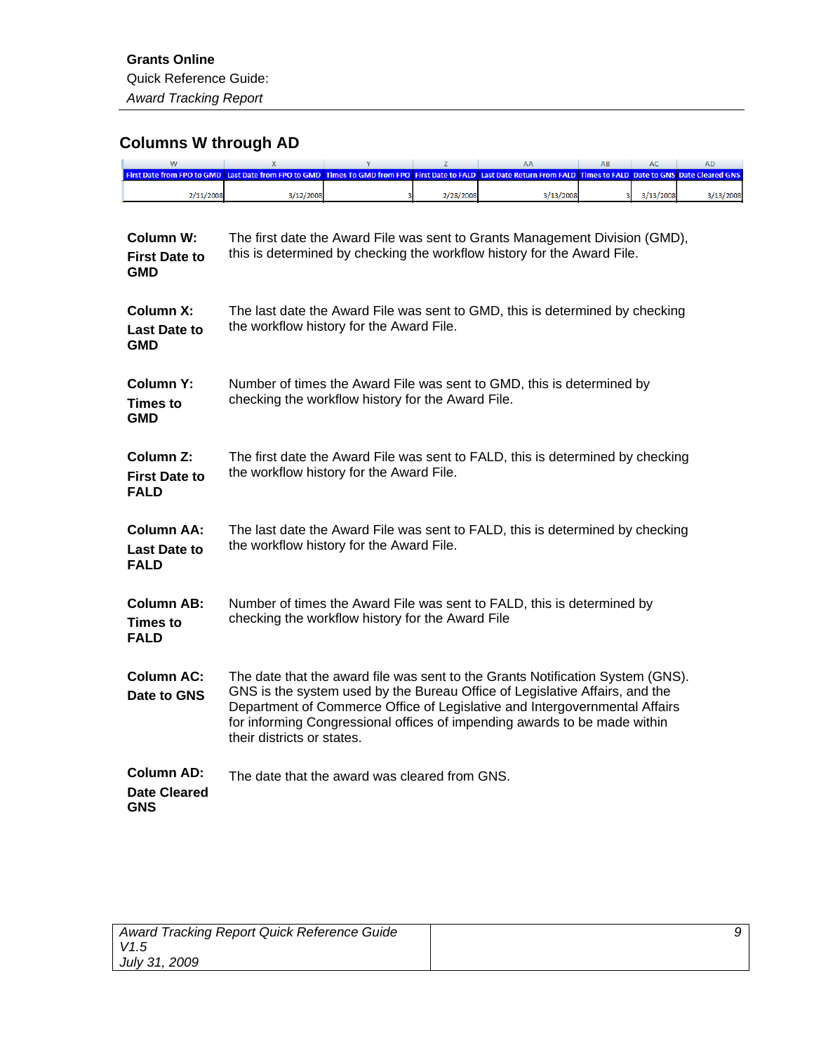## Columns W through AD

| W | X | Y | Z | AA | AB | AC | AD |
|---|---|---|---|---|---|---|---|
| First Date from FPO to GMD | Last Date from FPO to GMD | Times To GMD from FPO | First Date to FALD | Last Date Return From FALD | Times to FALD | Date to GNS | Date Cleared GNS |
| 2/11/2008 | 3/12/2008 | 3 | 2/28/2008 | 3/13/2008 | 3 | 3/13/2008 | 3/13/2008 |

**Column W: First Date to GMD**

The first date the Award File was sent to Grants Management Division (GMD), this is determined by checking the workflow history for the Award File.

**Column X: Last Date to GMD**

The last date the Award File was sent to GMD, this is determined by checking the workflow history for the Award File.

**Column Y: Times to GMD**

Number of times the Award File was sent to GMD, this is determined by checking the workflow history for the Award File.

**Column Z: First Date to FALD**

The first date the Award File was sent to FALD, this is determined by checking the workflow history for the Award File.

**Column AA: Last Date to FALD**

The last date the Award File was sent to FALD, this is determined by checking the workflow history for the Award File.

**Column AB: Times to FALD**

Number of times the Award File was sent to FALD, this is determined by checking the workflow history for the Award File

**Column AC: Date to GNS**

The date that the award file was sent to the Grants Notification System (GNS). GNS is the system used by the Bureau Office of Legislative Affairs, and the Department of Commerce Office of Legislative and Intergovernmental Affairs for informing Congressional offices of impending awards to be made within their districts or states.

**Column AD: Date Cleared GNS**

The date that the award was cleared from GNS.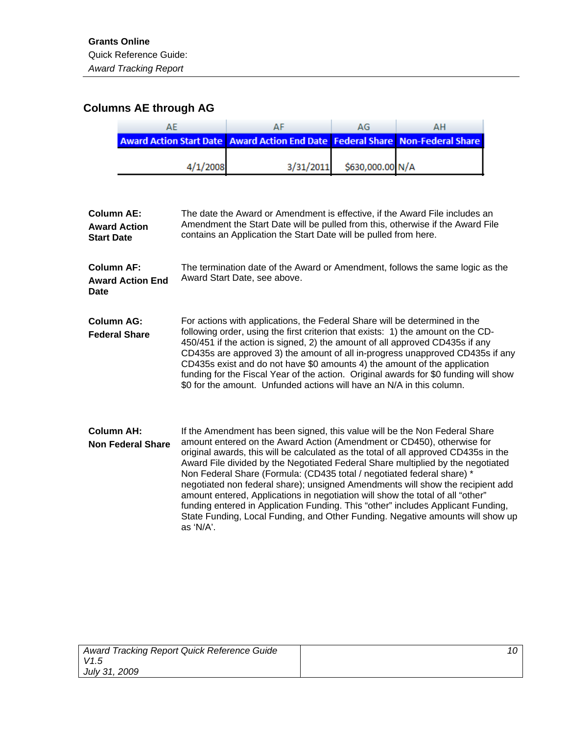## Columns AE through AG

| AE | AF | AG | AH |
|---|---|---|---|
| Award Action Start Date | Award Action End Date | Federal Share | Non-Federal Share |
| 4/1/2008 | 3/31/2011 | $630,000.00 | N/A |

**Column AE: Award Action Start Date**

The date the Award or Amendment is effective, if the Award File includes an Amendment the Start Date will be pulled from this, otherwise if the Award File contains an Application the Start Date will be pulled from here.

**Column AF: Award Action End Date**

The termination date of the Award or Amendment, follows the same logic as the Award Start Date, see above.

**Column AG: Federal Share**

For actions with applications, the Federal Share will be determined in the following order, using the first criterion that exists: 1) the amount on the CD-450/451 if the action is signed, 2) the amount of all approved CD435s if any CD435s are approved 3) the amount of all in-progress unapproved CD435s if any CD435s exist and do not have $0 amounts 4) the amount of the application funding for the Fiscal Year of the action. Original awards for $0 funding will show $0 for the amount. Unfunded actions will have an N/A in this column.

**Column AH: Non Federal Share**

If the Amendment has been signed, this value will be the Non Federal Share amount entered on the Award Action (Amendment or CD450), otherwise for original awards, this will be calculated as the total of all approved CD435s in the Award File divided by the Negotiated Federal Share multiplied by the negotiated Non Federal Share (Formula: (CD435 total / negotiated federal share) * negotiated non federal share); unsigned Amendments will show the recipient add amount entered, Applications in negotiation will show the total of all "other" funding entered in Application Funding. This "other" includes Applicant Funding, State Funding, Local Funding, and Other Funding. Negative amounts will show up as 'N/A'.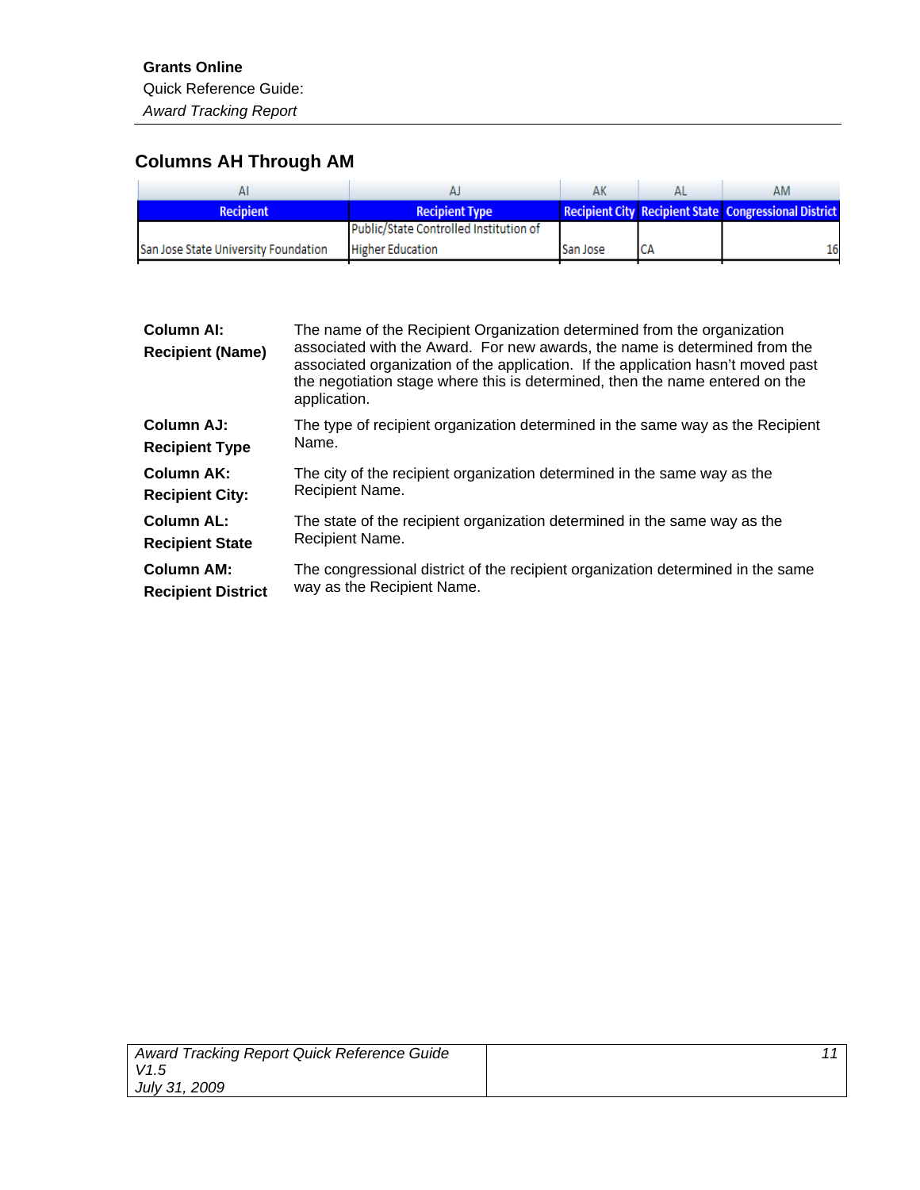## Columns AH Through AM

| AI | AJ | AK | AL | AM |
|---|---|---|---|---|
| Recipient | Recipient Type | Recipient City | Recipient State | Congressional District |
| San Jose State University Foundation | Public/State Controlled Institution of Higher Education | San Jose | CA | 16 |

| | |
|---|---|
| **Column AI: Recipient (Name)** | The name of the Recipient Organization determined from the organization associated with the Award. For new awards, the name is determined from the associated organization of the application. If the application hasn't moved past the negotiation stage where this is determined, then the name entered on the application. |
| **Column AJ: Recipient Type** | The type of recipient organization determined in the same way as the Recipient Name. |
| **Column AK: Recipient City:** | The city of the recipient organization determined in the same way as the Recipient Name. |
| **Column AL: Recipient State** | The state of the recipient organization determined in the same way as the Recipient Name. |
| **Column AM: Recipient District** | The congressional district of the recipient organization determined in the same way as the Recipient Name. |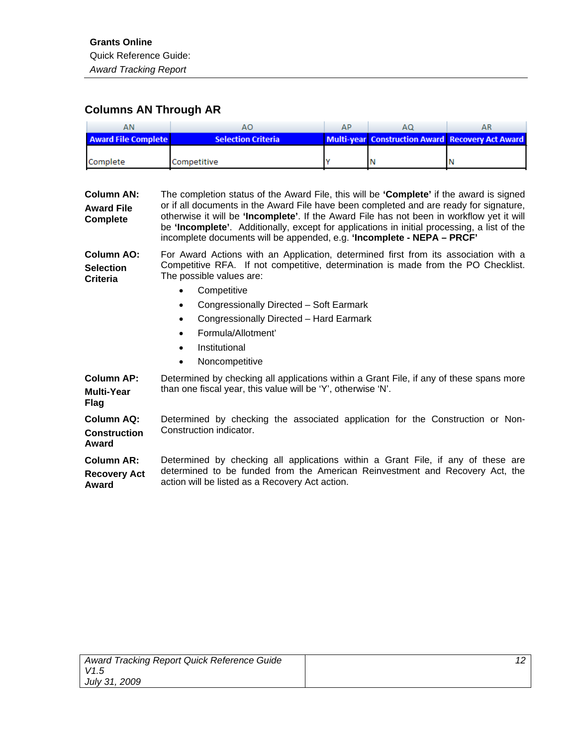## Columns AN Through AR

| AN | AO | AP | AQ | AR |
|---|---|---|---|---|
| Award File Complete | Selection Criteria | Multi-year | Construction Award | Recovery Act Award |
| Complete | Competitive | Y | N | N |

**Column AN: Award File Complete**

The completion status of the Award File, this will be **'Complete'** if the award is signed or if all documents in the Award File have been completed and are ready for signature, otherwise it will be **'Incomplete'**. If the Award File has not been in workflow yet it will be **'Incomplete'**. Additionally, except for applications in initial processing, a list of the incomplete documents will be appended, e.g. **'Incomplete - NEPA – PRCF'**

**Column AO: Selection Criteria**

For Award Actions with an Application, determined first from its association with a Competitive RFA. If not competitive, determination is made from the PO Checklist. The possible values are:

- Competitive
- Congressionally Directed – Soft Earmark
- Congressionally Directed – Hard Earmark
- Formula/Allotment'
- Institutional
- Noncompetitive

**Column AP: Multi-Year Flag**

Determined by checking all applications within a Grant File, if any of these spans more than one fiscal year, this value will be 'Y', otherwise 'N'.

**Column AQ: Construction Award**

Determined by checking the associated application for the Construction or Non-Construction indicator.

**Column AR: Recovery Act Award**

Determined by checking all applications within a Grant File, if any of these are determined to be funded from the American Reinvestment and Recovery Act, the action will be listed as a Recovery Act action.